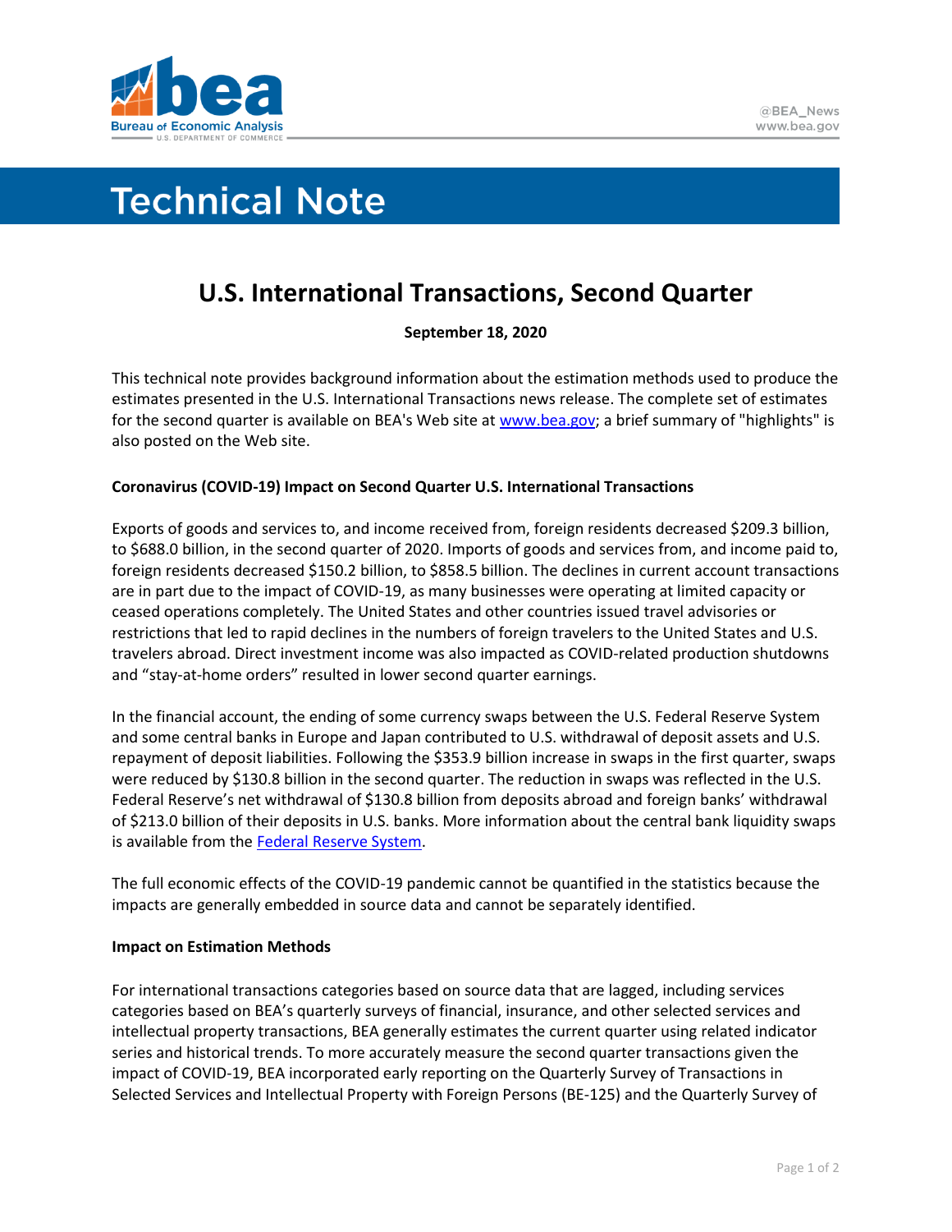# Technical Note

## U.S. International Transactions, Second Quarter

**September 18, 2020**

This technical note provides background information about the estimation methods used to produce the estimates presented in the U.S. International Transactions news release. The complete set of estimates for the second quarter is available on BEA's Web site at [www.bea.gov](www.bea.gov); a brief summary of "highlights" is also posted on the Web site.

**Coronavirus (COVID-19) Impact on Second Quarter U.S. International Transactions**

Exports of goods and services to, and income received from, foreign residents decreased $209.3 billion, to $688.0 billion, in the second quarter of 2020. Imports of goods and services from, and income paid to, foreign residents decreased $150.2 billion, to $858.5 billion. The declines in current account transactions are in part due to the impact of COVID-19, as many businesses were operating at limited capacity or ceased operations completely. The United States and other countries issued travel advisories or restrictions that led to rapid declines in the numbers of foreign travelers to the United States and U.S. travelers abroad. Direct investment income was also impacted as COVID-related production shutdowns and "stay-at-home orders" resulted in lower second quarter earnings.

In the financial account, the ending of some currency swaps between the U.S. Federal Reserve System and some central banks in Europe and Japan contributed to U.S. withdrawal of deposit assets and U.S. repayment of deposit liabilities. Following the $353.9 billion increase in swaps in the first quarter, swaps were reduced by $130.8 billion in the second quarter. The reduction in swaps was reflected in the U.S. Federal Reserve's net withdrawal of $130.8 billion from deposits abroad and foreign banks' withdrawal of $213.0 billion of their deposits in U.S. banks. More information about the central bank liquidity swaps is available from the Federal Reserve System.

The full economic effects of the COVID-19 pandemic cannot be quantified in the statistics because the impacts are generally embedded in source data and cannot be separately identified.

**Impact on Estimation Methods**

For international transactions categories based on source data that are lagged, including services categories based on BEA's quarterly surveys of financial, insurance, and other selected services and intellectual property transactions, BEA generally estimates the current quarter using related indicator series and historical trends. To more accurately measure the second quarter transactions given the impact of COVID-19, BEA incorporated early reporting on the Quarterly Survey of Transactions in Selected Services and Intellectual Property with Foreign Persons (BE-125) and the Quarterly Survey of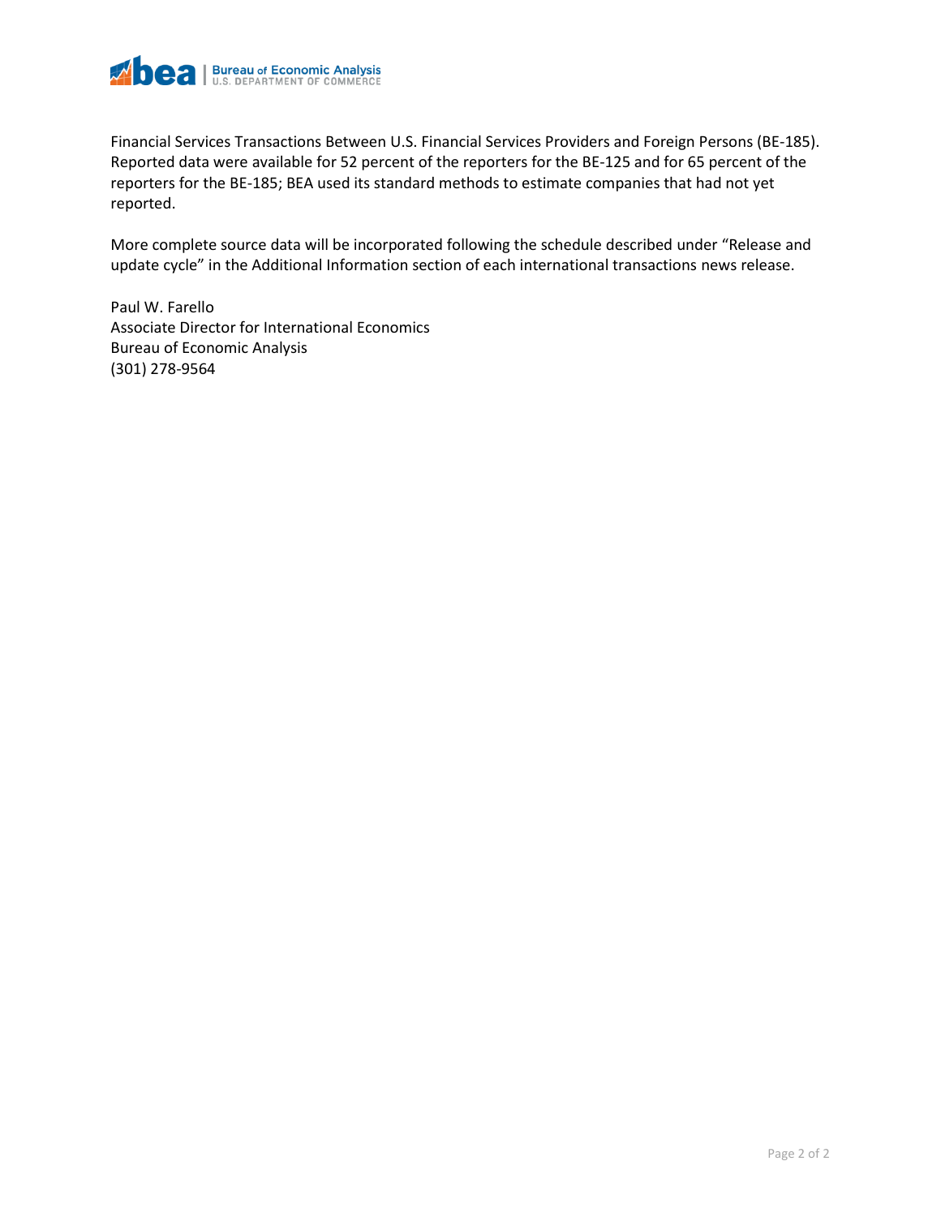Financial Services Transactions Between U.S. Financial Services Providers and Foreign Persons (BE-185). Reported data were available for 52 percent of the reporters for the BE-125 and for 65 percent of the reporters for the BE-185; BEA used its standard methods to estimate companies that had not yet reported.

More complete source data will be incorporated following the schedule described under "Release and update cycle" in the Additional Information section of each international transactions news release.

Paul W. Farello
Associate Director for International Economics
Bureau of Economic Analysis
(301) 278-9564